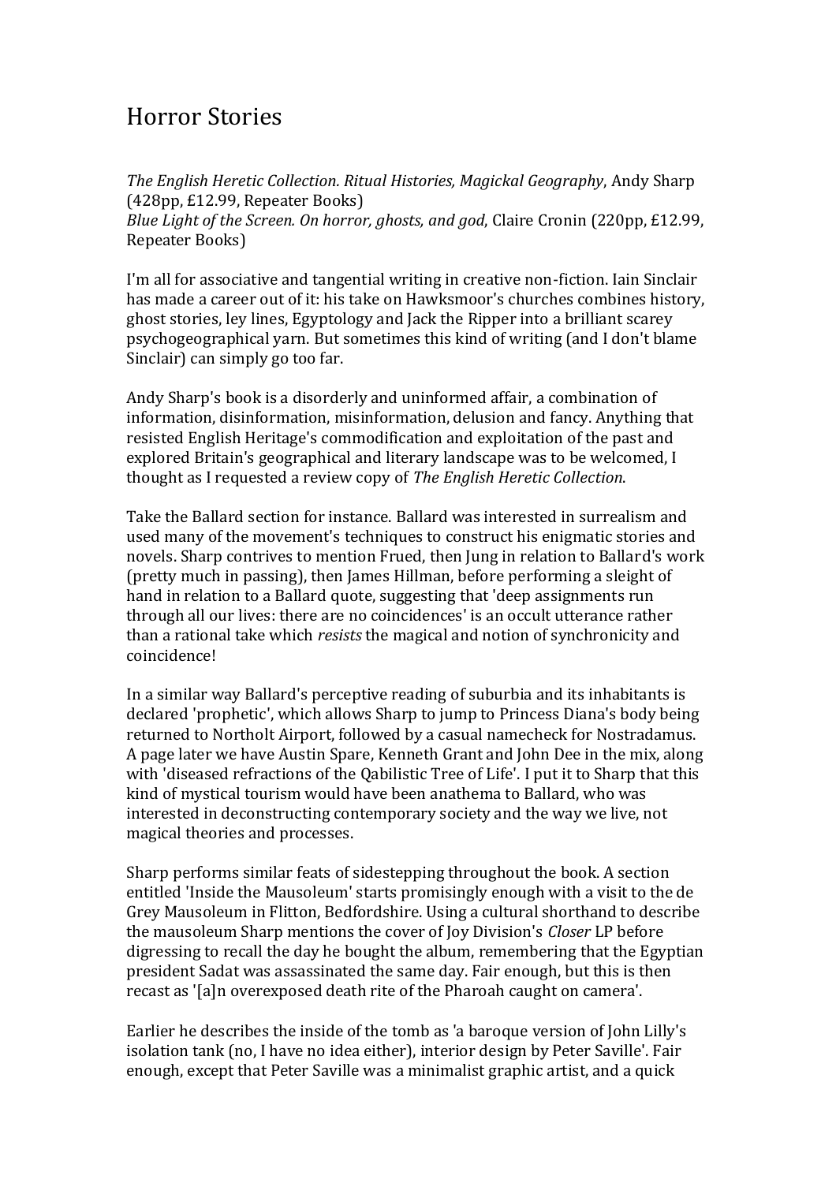# Horror Stories

*The English Heretic Collection. Ritual Histories, Magickal Geography*, Andy Sharp (428pp, £12.99, Repeater Books)
*Blue Light of the Screen. On horror, ghosts, and god*, Claire Cronin (220pp, £12.99, Repeater Books)

I'm all for associative and tangential writing in creative non-fiction. Iain Sinclair has made a career out of it: his take on Hawksmoor's churches combines history, ghost stories, ley lines, Egyptology and Jack the Ripper into a brilliant scarey psychogeographical yarn. But sometimes this kind of writing (and I don't blame Sinclair) can simply go too far.

Andy Sharp's book is a disorderly and uninformed affair, a combination of information, disinformation, misinformation, delusion and fancy. Anything that resisted English Heritage's commodification and exploitation of the past and explored Britain's geographical and literary landscape was to be welcomed, I thought as I requested a review copy of *The English Heretic Collection*.

Take the Ballard section for instance. Ballard was interested in surrealism and used many of the movement's techniques to construct his enigmatic stories and novels. Sharp contrives to mention Frued, then Jung in relation to Ballard's work (pretty much in passing), then James Hillman, before performing a sleight of hand in relation to a Ballard quote, suggesting that 'deep assignments run through all our lives: there are no coincidences' is an occult utterance rather than a rational take which *resists* the magical and notion of synchronicity and coincidence!

In a similar way Ballard's perceptive reading of suburbia and its inhabitants is declared 'prophetic', which allows Sharp to jump to Princess Diana's body being returned to Northolt Airport, followed by a casual namecheck for Nostradamus. A page later we have Austin Spare, Kenneth Grant and John Dee in the mix, along with 'diseased refractions of the Qabilistic Tree of Life'. I put it to Sharp that this kind of mystical tourism would have been anathema to Ballard, who was interested in deconstructing contemporary society and the way we live, not magical theories and processes.

Sharp performs similar feats of sidestepping throughout the book. A section entitled 'Inside the Mausoleum' starts promisingly enough with a visit to the de Grey Mausoleum in Flitton, Bedfordshire. Using a cultural shorthand to describe the mausoleum Sharp mentions the cover of Joy Division's *Closer* LP before digressing to recall the day he bought the album, remembering that the Egyptian president Sadat was assassinated the same day. Fair enough, but this is then recast as '[a]n overexposed death rite of the Pharoah caught on camera'.

Earlier he describes the inside of the tomb as 'a baroque version of John Lilly's isolation tank (no, I have no idea either), interior design by Peter Saville'. Fair enough, except that Peter Saville was a minimalist graphic artist, and a quick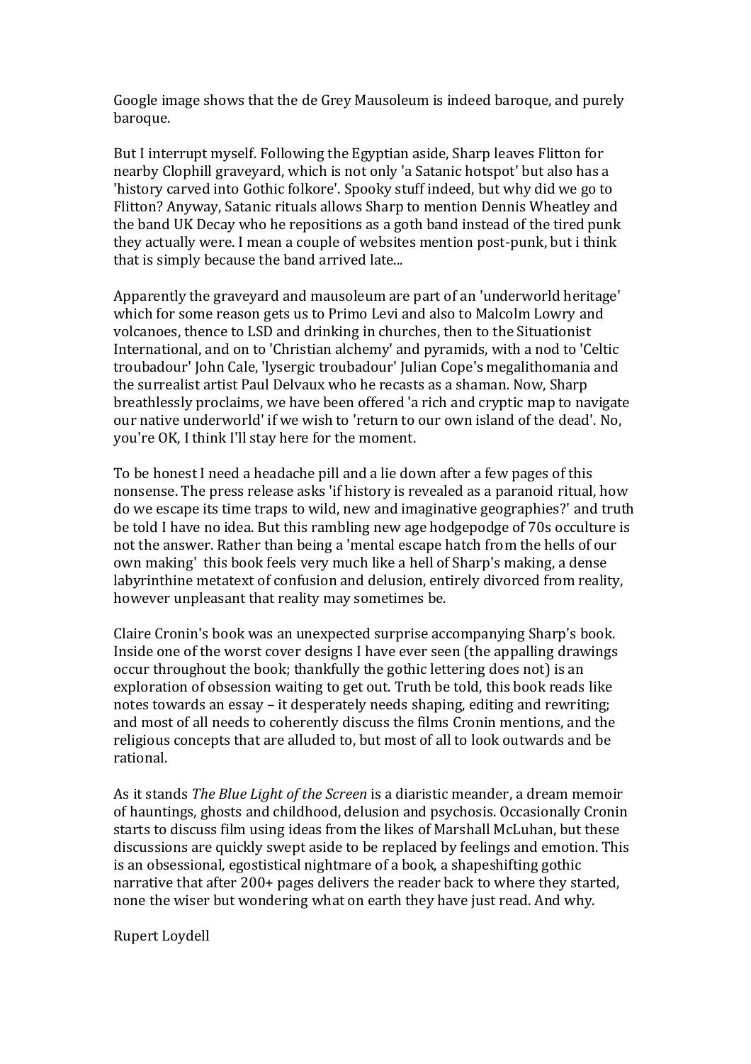Google image shows that the de Grey Mausoleum is indeed baroque, and purely baroque.

But I interrupt myself. Following the Egyptian aside, Sharp leaves Flitton for nearby Clophill graveyard, which is not only 'a Satanic hotspot' but also has a 'history carved into Gothic folkore'. Spooky stuff indeed, but why did we go to Flitton? Anyway, Satanic rituals allows Sharp to mention Dennis Wheatley and the band UK Decay who he repositions as a goth band instead of the tired punk they actually were. I mean a couple of websites mention post-punk, but i think that is simply because the band arrived late...

Apparently the graveyard and mausoleum are part of an 'underworld heritage' which for some reason gets us to Primo Levi and also to Malcolm Lowry and volcanoes, thence to LSD and drinking in churches, then to the Situationist International, and on to 'Christian alchemy' and pyramids, with a nod to 'Celtic troubadour' John Cale, 'lysergic troubadour' Julian Cope's megalithomania and the surrealist artist Paul Delvaux who he recasts as a shaman. Now, Sharp breathlessly proclaims, we have been offered 'a rich and cryptic map to navigate our native underworld' if we wish to 'return to our own island of the dead'. No, you're OK, I think I'll stay here for the moment.

To be honest I need a headache pill and a lie down after a few pages of this nonsense. The press release asks 'if history is revealed as a paranoid ritual, how do we escape its time traps to wild, new and imaginative geographies?' and truth be told I have no idea. But this rambling new age hodgepodge of 70s occulture is not the answer. Rather than being a 'mental escape hatch from the hells of our own making' this book feels very much like a hell of Sharp's making, a dense labyrinthine metatext of confusion and delusion, entirely divorced from reality, however unpleasant that reality may sometimes be.

Claire Cronin's book was an unexpected surprise accompanying Sharp's book. Inside one of the worst cover designs I have ever seen (the appalling drawings occur throughout the book; thankfully the gothic lettering does not) is an exploration of obsession waiting to get out. Truth be told, this book reads like notes towards an essay – it desperately needs shaping, editing and rewriting; and most of all needs to coherently discuss the films Cronin mentions, and the religious concepts that are alluded to, but most of all to look outwards and be rational.

As it stands *The Blue Light of the Screen* is a diaristic meander, a dream memoir of hauntings, ghosts and childhood, delusion and psychosis. Occasionally Cronin starts to discuss film using ideas from the likes of Marshall McLuhan, but these discussions are quickly swept aside to be replaced by feelings and emotion. This is an obsessional, egostistical nightmare of a book, a shapeshifting gothic narrative that after 200+ pages delivers the reader back to where they started, none the wiser but wondering what on earth they have just read. And why.

Rupert Loydell